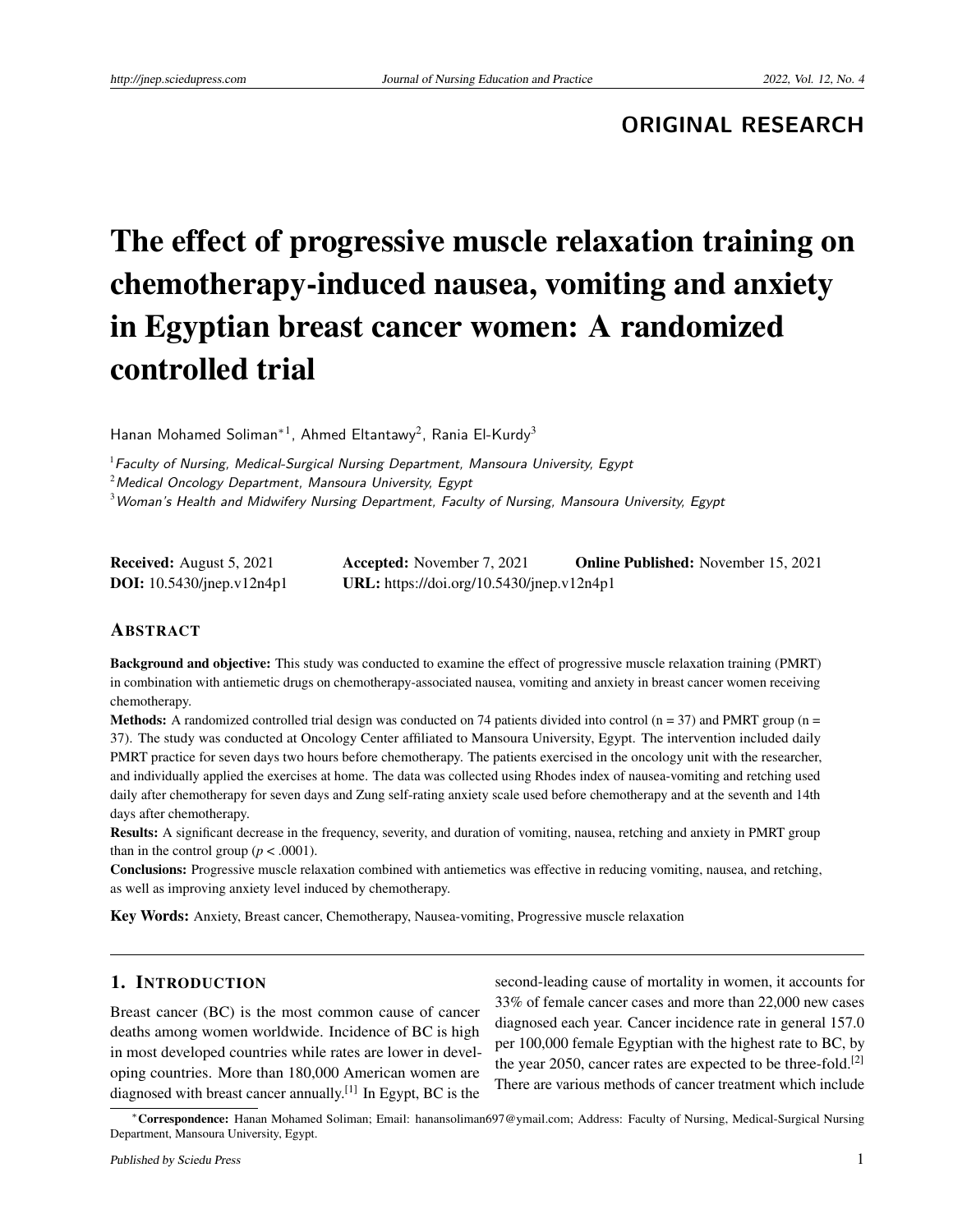ORIGINAL RESEARCH

# The effect of progressive muscle relaxation training on chemotherapy-induced nausea, vomiting and anxiety in Egyptian breast cancer women: A randomized controlled trial

Hanan Mohamed Soliman*[1], Ahmed Eltantawy[2], Rania El-Kurdy[3]

[1] *Faculty of Nursing, Medical-Surgical Nursing Department, Mansoura University, Egypt*
[2] *Medical Oncology Department, Mansoura University, Egypt*
[3] *Woman's Health and Midwifery Nursing Department, Faculty of Nursing, Mansoura University, Egypt*

**Received:** August 5, 2021 **Accepted:** November 7, 2021 **Online Published:** November 15, 2021
**DOI:** 10.5430/jnep.v12n4p1 **URL:** https://doi.org/10.5430/jnep.v12n4p1

## ABSTRACT

**Background and objective:** This study was conducted to examine the effect of progressive muscle relaxation training (PMRT) in combination with antiemetic drugs on chemotherapy-associated nausea, vomiting and anxiety in breast cancer women receiving chemotherapy.

**Methods:** A randomized controlled trial design was conducted on 74 patients divided into control (n = 37) and PMRT group (n = 37). The study was conducted at Oncology Center affiliated to Mansoura University, Egypt. The intervention included daily PMRT practice for seven days two hours before chemotherapy. The patients exercised in the oncology unit with the researcher, and individually applied the exercises at home. The data was collected using Rhodes index of nausea-vomiting and retching used daily after chemotherapy for seven days and Zung self-rating anxiety scale used before chemotherapy and at the seventh and 14th days after chemotherapy.

**Results:** A significant decrease in the frequency, severity, and duration of vomiting, nausea, retching and anxiety in PMRT group than in the control group ($p < .0001$).

**Conclusions:** Progressive muscle relaxation combined with antiemetics was effective in reducing vomiting, nausea, and retching, as well as improving anxiety level induced by chemotherapy.

**Key Words:** Anxiety, Breast cancer, Chemotherapy, Nausea-vomiting, Progressive muscle relaxation

## 1. INTRODUCTION

Breast cancer (BC) is the most common cause of cancer deaths among women worldwide. Incidence of BC is high in most developed countries while rates are lower in developing countries. More than 180,000 American women are diagnosed with breast cancer annually.[1] In Egypt, BC is the second-leading cause of mortality in women, it accounts for 33% of female cancer cases and more than 22,000 new cases diagnosed each year. Cancer incidence rate in general 157.0 per 100,000 female Egyptian with the highest rate to BC, by the year 2050, cancer rates are expected to be three-fold.[2] There are various methods of cancer treatment which include

*Correspondence: Hanan Mohamed Soliman; Email: hanansoliman697@ymail.com; Address: Faculty of Nursing, Medical-Surgical Nursing Department, Mansoura University, Egypt.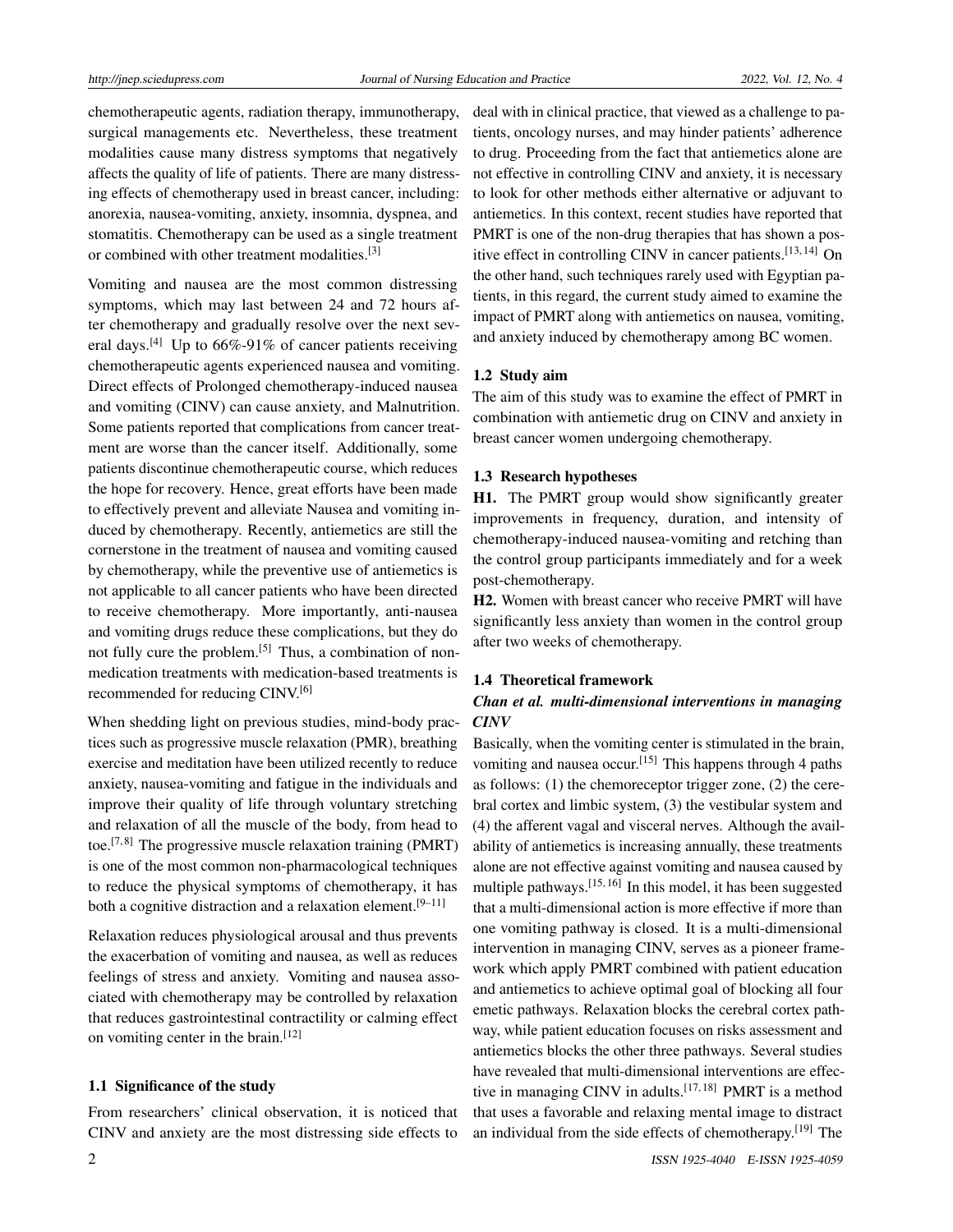chemotherapeutic agents, radiation therapy, immunotherapy, surgical managements etc. Nevertheless, these treatment modalities cause many distress symptoms that negatively affects the quality of life of patients. There are many distressing effects of chemotherapy used in breast cancer, including: anorexia, nausea-vomiting, anxiety, insomnia, dyspnea, and stomatitis. Chemotherapy can be used as a single treatment or combined with other treatment modalities.[3]

Vomiting and nausea are the most common distressing symptoms, which may last between 24 and 72 hours after chemotherapy and gradually resolve over the next several days.[4] Up to 66%-91% of cancer patients receiving chemotherapeutic agents experienced nausea and vomiting. Direct effects of Prolonged chemotherapy-induced nausea and vomiting (CINV) can cause anxiety, and Malnutrition. Some patients reported that complications from cancer treatment are worse than the cancer itself. Additionally, some patients discontinue chemotherapeutic course, which reduces the hope for recovery. Hence, great efforts have been made to effectively prevent and alleviate Nausea and vomiting induced by chemotherapy. Recently, antiemetics are still the cornerstone in the treatment of nausea and vomiting caused by chemotherapy, while the preventive use of antiemetics is not applicable to all cancer patients who have been directed to receive chemotherapy. More importantly, anti-nausea and vomiting drugs reduce these complications, but they do not fully cure the problem.[5] Thus, a combination of non-medication treatments with medication-based treatments is recommended for reducing CINV.[6]

When shedding light on previous studies, mind-body practices such as progressive muscle relaxation (PMR), breathing exercise and meditation have been utilized recently to reduce anxiety, nausea-vomiting and fatigue in the individuals and improve their quality of life through voluntary stretching and relaxation of all the muscle of the body, from head to toe.[7,8] The progressive muscle relaxation training (PMRT) is one of the most common non-pharmacological techniques to reduce the physical symptoms of chemotherapy, it has both a cognitive distraction and a relaxation element.[9–11]

Relaxation reduces physiological arousal and thus prevents the exacerbation of vomiting and nausea, as well as reduces feelings of stress and anxiety. Vomiting and nausea associated with chemotherapy may be controlled by relaxation that reduces gastrointestinal contractility or calming effect on vomiting center in the brain.[12]

### 1.1 Significance of the study

From researchers' clinical observation, it is noticed that CINV and anxiety are the most distressing side effects to deal with in clinical practice, that viewed as a challenge to patients, oncology nurses, and may hinder patients' adherence to drug. Proceeding from the fact that antiemetics alone are not effective in controlling CINV and anxiety, it is necessary to look for other methods either alternative or adjuvant to antiemetics. In this context, recent studies have reported that PMRT is one of the non-drug therapies that has shown a positive effect in controlling CINV in cancer patients.[13,14] On the other hand, such techniques rarely used with Egyptian patients, in this regard, the current study aimed to examine the impact of PMRT along with antiemetics on nausea, vomiting, and anxiety induced by chemotherapy among BC women.

### 1.2 Study aim

The aim of this study was to examine the effect of PMRT in combination with antiemetic drug on CINV and anxiety in breast cancer women undergoing chemotherapy.

### 1.3 Research hypotheses

**H1.** The PMRT group would show significantly greater improvements in frequency, duration, and intensity of chemotherapy-induced nausea-vomiting and retching than the control group participants immediately and for a week post-chemotherapy.

**H2.** Women with breast cancer who receive PMRT will have significantly less anxiety than women in the control group after two weeks of chemotherapy.

### 1.4 Theoretical framework

***Chan et al. multi-dimensional interventions in managing CINV***

Basically, when the vomiting center is stimulated in the brain, vomiting and nausea occur.[15] This happens through 4 paths as follows: (1) the chemoreceptor trigger zone, (2) the cerebral cortex and limbic system, (3) the vestibular system and (4) the afferent vagal and visceral nerves. Although the availability of antiemetics is increasing annually, these treatments alone are not effective against vomiting and nausea caused by multiple pathways.[15,16] In this model, it has been suggested that a multi-dimensional action is more effective if more than one vomiting pathway is closed. It is a multi-dimensional intervention in managing CINV, serves as a pioneer framework which apply PMRT combined with patient education and antiemetics to achieve optimal goal of blocking all four emetic pathways. Relaxation blocks the cerebral cortex pathway, while patient education focuses on risks assessment and antiemetics blocks the other three pathways. Several studies have revealed that multi-dimensional interventions are effective in managing CINV in adults.[17,18] PMRT is a method that uses a favorable and relaxing mental image to distract an individual from the side effects of chemotherapy.[19] The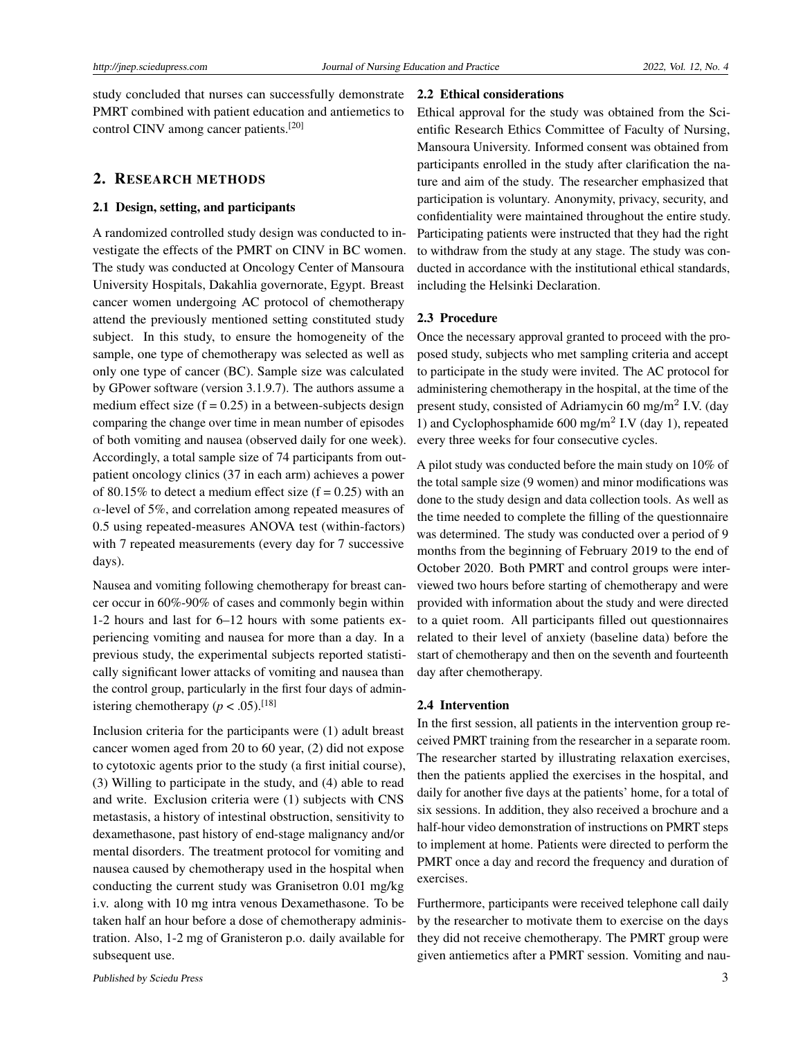study concluded that nurses can successfully demonstrate PMRT combined with patient education and antiemetics to control CINV among cancer patients.[20]

## 2. RESEARCH METHODS

### 2.1 Design, setting, and participants

A randomized controlled study design was conducted to investigate the effects of the PMRT on CINV in BC women. The study was conducted at Oncology Center of Mansoura University Hospitals, Dakahlia governorate, Egypt. Breast cancer women undergoing AC protocol of chemotherapy attend the previously mentioned setting constituted study subject. In this study, to ensure the homogeneity of the sample, one type of chemotherapy was selected as well as only one type of cancer (BC). Sample size was calculated by GPower software (version 3.1.9.7). The authors assume a medium effect size (f = 0.25) in a between-subjects design comparing the change over time in mean number of episodes of both vomiting and nausea (observed daily for one week). Accordingly, a total sample size of 74 participants from outpatient oncology clinics (37 in each arm) achieves a power of 80.15% to detect a medium effect size (f = 0.25) with an $\alpha$-level of 5%, and correlation among repeated measures of 0.5 using repeated-measures ANOVA test (within-factors) with 7 repeated measurements (every day for 7 successive days).

Nausea and vomiting following chemotherapy for breast cancer occur in 60%-90% of cases and commonly begin within 1-2 hours and last for 6–12 hours with some patients experiencing vomiting and nausea for more than a day. In a previous study, the experimental subjects reported statistically significant lower attacks of vomiting and nausea than the control group, particularly in the first four days of administering chemotherapy ($p < .05$).[18]

Inclusion criteria for the participants were (1) adult breast cancer women aged from 20 to 60 year, (2) did not expose to cytotoxic agents prior to the study (a first initial course), (3) Willing to participate in the study, and (4) able to read and write. Exclusion criteria were (1) subjects with CNS metastasis, a history of intestinal obstruction, sensitivity to dexamethasone, past history of end-stage malignancy and/or mental disorders. The treatment protocol for vomiting and nausea caused by chemotherapy used in the hospital when conducting the current study was Granisetron 0.01 mg/kg i.v. along with 10 mg intra venous Dexamethasone. To be taken half an hour before a dose of chemotherapy administration. Also, 1-2 mg of Granisteron p.o. daily available for subsequent use.

### 2.2 Ethical considerations

Ethical approval for the study was obtained from the Scientific Research Ethics Committee of Faculty of Nursing, Mansoura University. Informed consent was obtained from participants enrolled in the study after clarification the nature and aim of the study. The researcher emphasized that participation is voluntary. Anonymity, privacy, security, and confidentiality were maintained throughout the entire study. Participating patients were instructed that they had the right to withdraw from the study at any stage. The study was conducted in accordance with the institutional ethical standards, including the Helsinki Declaration.

### 2.3 Procedure

Once the necessary approval granted to proceed with the proposed study, subjects who met sampling criteria and accept to participate in the study were invited. The AC protocol for administering chemotherapy in the hospital, at the time of the present study, consisted of Adriamycin 60 mg/m$^2$ I.V. (day 1) and Cyclophosphamide 600 mg/m$^2$ I.V (day 1), repeated every three weeks for four consecutive cycles.

A pilot study was conducted before the main study on 10% of the total sample size (9 women) and minor modifications was done to the study design and data collection tools. As well as the time needed to complete the filling of the questionnaire was determined. The study was conducted over a period of 9 months from the beginning of February 2019 to the end of October 2020. Both PMRT and control groups were interviewed two hours before starting of chemotherapy and were provided with information about the study and were directed to a quiet room. All participants filled out questionnaires related to their level of anxiety (baseline data) before the start of chemotherapy and then on the seventh and fourteenth day after chemotherapy.

### 2.4 Intervention

In the first session, all patients in the intervention group received PMRT training from the researcher in a separate room. The researcher started by illustrating relaxation exercises, then the patients applied the exercises in the hospital, and daily for another five days at the patients' home, for a total of six sessions. In addition, they also received a brochure and a half-hour video demonstration of instructions on PMRT steps to implement at home. Patients were directed to perform the PMRT once a day and record the frequency and duration of exercises.

Furthermore, participants were received telephone call daily by the researcher to motivate them to exercise on the days they did not receive chemotherapy. The PMRT group were given antiemetics after a PMRT session. Vomiting and nau-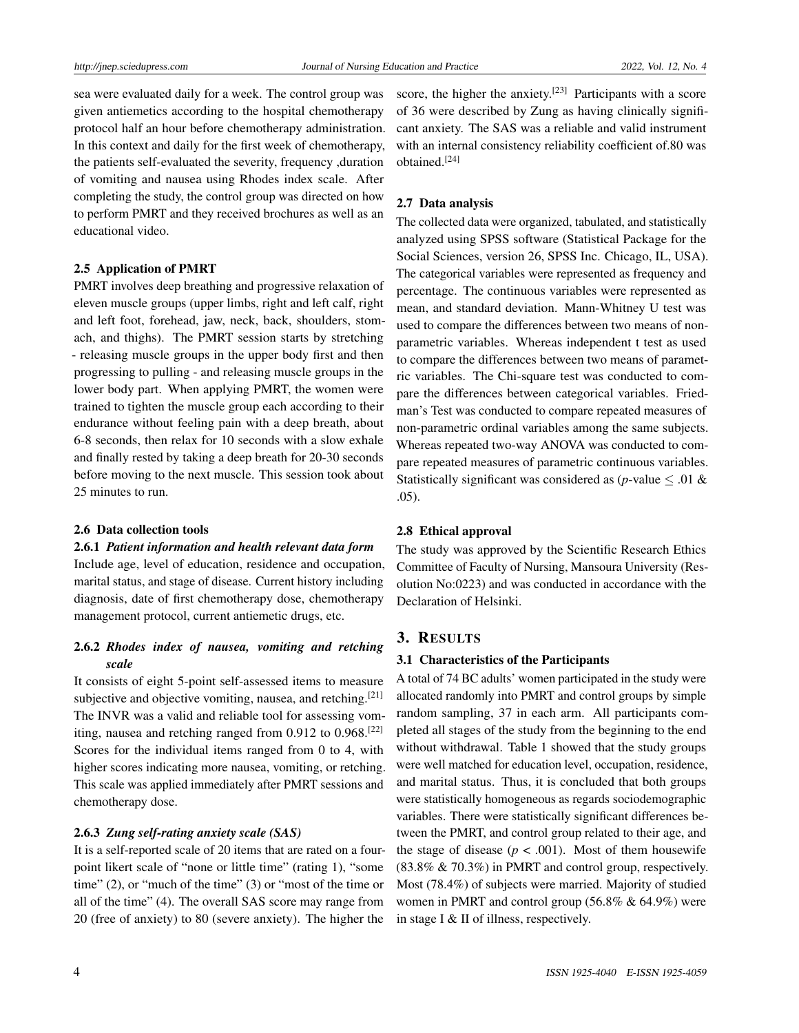sea were evaluated daily for a week. The control group was given antiemetics according to the hospital chemotherapy protocol half an hour before chemotherapy administration. In this context and daily for the first week of chemotherapy, the patients self-evaluated the severity, frequency ,duration of vomiting and nausea using Rhodes index scale. After completing the study, the control group was directed on how to perform PMRT and they received brochures as well as an educational video.

### 2.5 Application of PMRT

PMRT involves deep breathing and progressive relaxation of eleven muscle groups (upper limbs, right and left calf, right and left foot, forehead, jaw, neck, back, shoulders, stomach, and thighs). The PMRT session starts by stretching - releasing muscle groups in the upper body first and then progressing to pulling - and releasing muscle groups in the lower body part. When applying PMRT, the women were trained to tighten the muscle group each according to their endurance without feeling pain with a deep breath, about 6-8 seconds, then relax for 10 seconds with a slow exhale and finally rested by taking a deep breath for 20-30 seconds before moving to the next muscle. This session took about 25 minutes to run.

### 2.6 Data collection tools

#### 2.6.1 *Patient information and health relevant data form*

Include age, level of education, residence and occupation, marital status, and stage of disease. Current history including diagnosis, date of first chemotherapy dose, chemotherapy management protocol, current antiemetic drugs, etc.

#### 2.6.2 *Rhodes index of nausea, vomiting and retching scale*

It consists of eight 5-point self-assessed items to measure subjective and objective vomiting, nausea, and retching.[21] The INVR was a valid and reliable tool for assessing vomiting, nausea and retching ranged from 0.912 to 0.968.[22] Scores for the individual items ranged from 0 to 4, with higher scores indicating more nausea, vomiting, or retching. This scale was applied immediately after PMRT sessions and chemotherapy dose.

#### 2.6.3 *Zung self-rating anxiety scale (SAS)*

It is a self-reported scale of 20 items that are rated on a four-point likert scale of "none or little time" (rating 1), "some time" (2), or "much of the time" (3) or "most of the time or all of the time" (4). The overall SAS score may range from 20 (free of anxiety) to 80 (severe anxiety). The higher the score, the higher the anxiety.[23] Participants with a score of 36 were described by Zung as having clinically significant anxiety. The SAS was a reliable and valid instrument with an internal consistency reliability coefficient of.80 was obtained.[24]

### 2.7 Data analysis

The collected data were organized, tabulated, and statistically analyzed using SPSS software (Statistical Package for the Social Sciences, version 26, SPSS Inc. Chicago, IL, USA). The categorical variables were represented as frequency and percentage. The continuous variables were represented as mean, and standard deviation. Mann-Whitney U test was used to compare the differences between two means of non-parametric variables. Whereas independent t test as used to compare the differences between two means of parametric variables. The Chi-square test was conducted to compare the differences between categorical variables. Friedman's Test was conducted to compare repeated measures of non-parametric ordinal variables among the same subjects. Whereas repeated two-way ANOVA was conducted to compare repeated measures of parametric continuous variables. Statistically significant was considered as ($p$-value $\leq$ .01 & .05).

### 2.8 Ethical approval

The study was approved by the Scientific Research Ethics Committee of Faculty of Nursing, Mansoura University (Resolution No:0223) and was conducted in accordance with the Declaration of Helsinki.

## 3. RESULTS

### 3.1 Characteristics of the Participants

A total of 74 BC adults' women participated in the study were allocated randomly into PMRT and control groups by simple random sampling, 37 in each arm. All participants completed all stages of the study from the beginning to the end without withdrawal. Table 1 showed that the study groups were well matched for education level, occupation, residence, and marital status. Thus, it is concluded that both groups were statistically homogeneous as regards sociodemographic variables. There were statistically significant differences between the PMRT, and control group related to their age, and the stage of disease ($p < .001$). Most of them housewife (83.8% & 70.3%) in PMRT and control group, respectively. Most (78.4%) of subjects were married. Majority of studied women in PMRT and control group (56.8% & 64.9%) were in stage I & II of illness, respectively.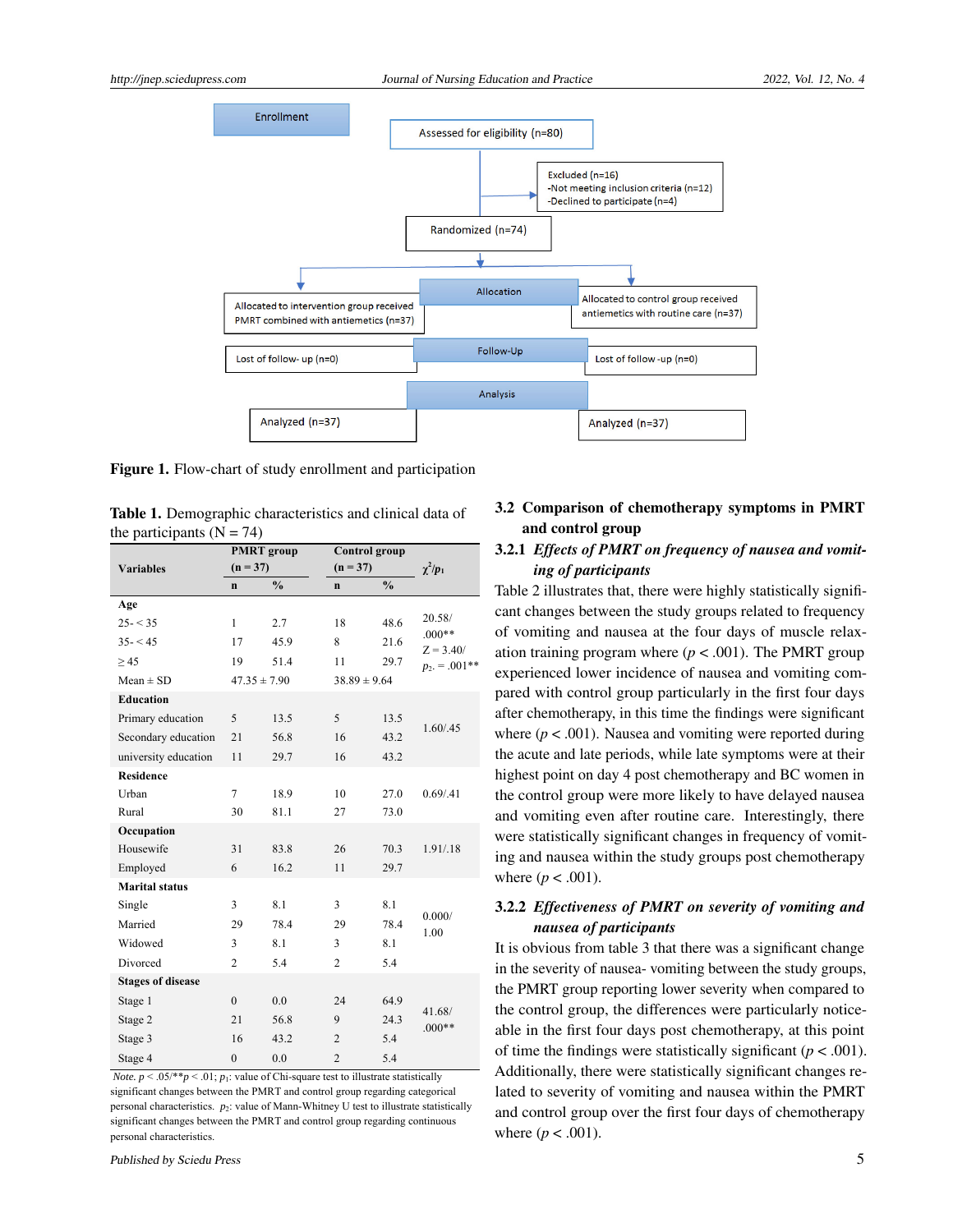Enrollment

Assessed for eligibility (n=80)

Excluded (n=16)
-Not meeting inclusion criteria (n=12)
-Declined to participate (n=4)

Randomized (n=74)

Allocation

Allocated to intervention group received PMRT combined with antiemetics (n=37)

Allocated to control group received antiemetics with routine care (n=37)

Follow-Up

Lost of follow- up (n=0)

Lost of follow -up (n=0)

Analysis

Analyzed (n=37)

Analyzed (n=37)

**Figure 1.** Flow-chart of study enrollment and participation

**Table 1.** Demographic characteristics and clinical data of the participants (N = 74)

| Variables | PMRT group (n = 37) | | Control group (n = 37) | | $\chi^2/p_1$ |
|---|---|---|---|---|---|
| | n | % | n | % | |
| **Age** | | | | | |
| 25- < 35 | 1 | 2.7 | 18 | 48.6 | 20.58/ .000** |
| 35- < 45 | 17 | 45.9 | 8 | 21.6 | |
| ≥ 45 | 19 | 51.4 | 11 | 29.7 | Z = 3.40/ $p_2$ = .001** |
| Mean ± SD | 47.35 ± 7.90 | | 38.89 ± 9.64 | | |
| **Education** | | | | | |
| Primary education | 5 | 13.5 | 5 | 13.5 | 1.60/.45 |
| Secondary education | 21 | 56.8 | 16 | 43.2 | |
| university education | 11 | 29.7 | 16 | 43.2 | |
| **Residence** | | | | | |
| Urban | 7 | 18.9 | 10 | 27.0 | 0.69/.41 |
| Rural | 30 | 81.1 | 27 | 73.0 | |
| **Occupation** | | | | | |
| Housewife | 31 | 83.8 | 26 | 70.3 | 1.91/.18 |
| Employed | 6 | 16.2 | 11 | 29.7 | |
| **Marital status** | | | | | |
| Single | 3 | 8.1 | 3 | 8.1 | 0.000/ 1.00 |
| Married | 29 | 78.4 | 29 | 78.4 | |
| Widowed | 3 | 8.1 | 3 | 8.1 | |
| Divorced | 2 | 5.4 | 2 | 5.4 | |
| **Stages of disease** | | | | | |
| Stage 1 | 0 | 0.0 | 24 | 64.9 | 41.68/ .000** |
| Stage 2 | 21 | 56.8 | 9 | 24.3 | |
| Stage 3 | 16 | 43.2 | 2 | 5.4 | |
| Stage 4 | 0 | 0.0 | 2 | 5.4 | |

*Note.* $p < .05$/**$p < .01$; $p_1$: value of Chi-square test to illustrate statistically significant changes between the PMRT and control group regarding categorical personal characteristics. $p_2$: value of Mann-Whitney U test to illustrate statistically significant changes between the PMRT and control group regarding continuous personal characteristics.

### 3.2 Comparison of chemotherapy symptoms in PMRT and control group

#### 3.2.1 *Effects of PMRT on frequency of nausea and vomiting of participants*

Table 2 illustrates that, there were highly statistically significant changes between the study groups related to frequency of vomiting and nausea at the four days of muscle relaxation training program where ($p < .001$). The PMRT group experienced lower incidence of nausea and vomiting compared with control group particularly in the first four days after chemotherapy, in this time the findings were significant where ($p < .001$). Nausea and vomiting were reported during the acute and late periods, while late symptoms were at their highest point on day 4 post chemotherapy and BC women in the control group were more likely to have delayed nausea and vomiting even after routine care. Interestingly, there were statistically significant changes in frequency of vomiting and nausea within the study groups post chemotherapy where ($p < .001$).

#### 3.2.2 *Effectiveness of PMRT on severity of vomiting and nausea of participants*

It is obvious from table 3 that there was a significant change in the severity of nausea- vomiting between the study groups, the PMRT group reporting lower severity when compared to the control group, the differences were particularly noticeable in the first four days post chemotherapy, at this point of time the findings were statistically significant ($p < .001$). Additionally, there were statistically significant changes related to severity of vomiting and nausea within the PMRT and control group over the first four days of chemotherapy where ($p < .001$).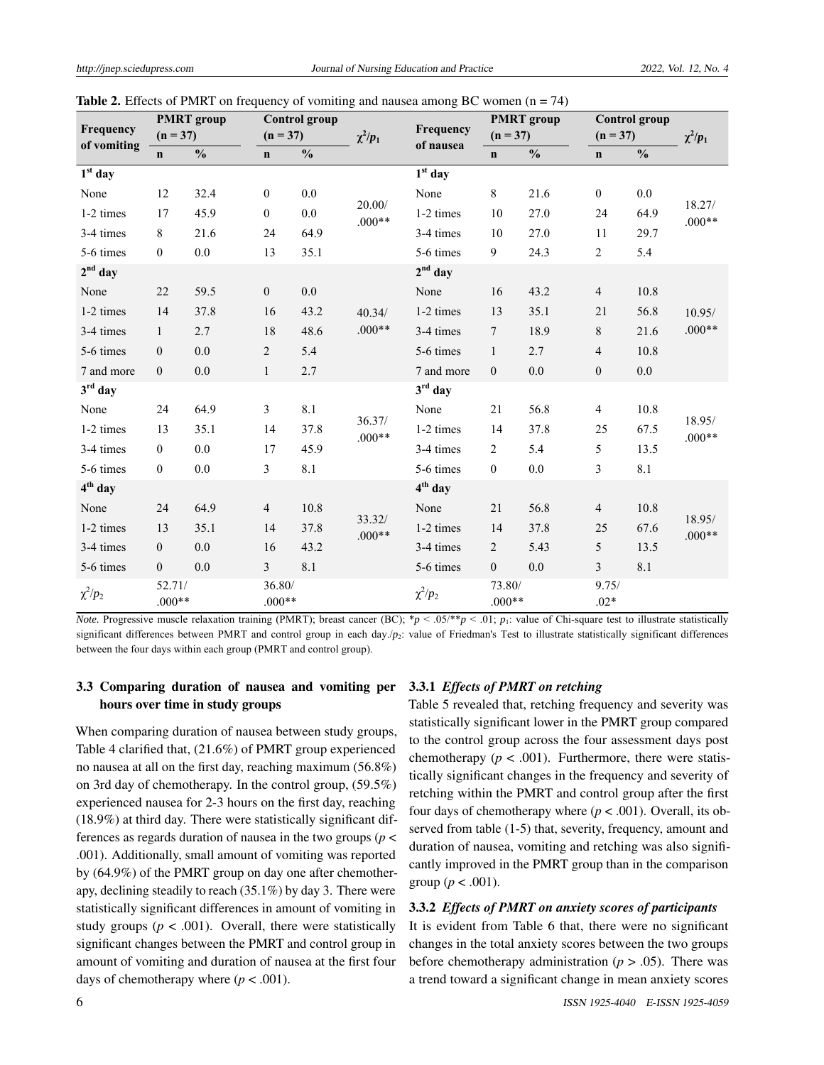**Table 2.** Effects of PMRT on frequency of vomiting and nausea among BC women (n = 74)

| Frequency of vomiting | PMRT group (n = 37) | | Control group (n = 37) | | $\chi^2/p_1$ | Frequency of nausea | PMRT group (n = 37) | | Control group (n = 37) | | $\chi^2/p_1$ |
|---|---|---|---|---|---|---|---|---|---|---|---|
| | n | % | n | % | | | n | % | n | % | |
| **1st day** | | | | | | **1st day** | | | | | |
| None | 12 | 32.4 | 0 | 0.0 | 20.00/ .000** | None | 8 | 21.6 | 0 | 0.0 | 18.27/ .000** |
| 1-2 times | 17 | 45.9 | 0 | 0.0 | | 1-2 times | 10 | 27.0 | 24 | 64.9 | |
| 3-4 times | 8 | 21.6 | 24 | 64.9 | | 3-4 times | 10 | 27.0 | 11 | 29.7 | |
| 5-6 times | 0 | 0.0 | 13 | 35.1 | | 5-6 times | 9 | 24.3 | 2 | 5.4 | |
| **2nd day** | | | | | | **2nd day** | | | | | |
| None | 22 | 59.5 | 0 | 0.0 | 40.34/ .000** | None | 16 | 43.2 | 4 | 10.8 | 10.95/ .000** |
| 1-2 times | 14 | 37.8 | 16 | 43.2 | | 1-2 times | 13 | 35.1 | 21 | 56.8 | |
| 3-4 times | 1 | 2.7 | 18 | 48.6 | | 3-4 times | 7 | 18.9 | 8 | 21.6 | |
| 5-6 times | 0 | 0.0 | 2 | 5.4 | | 5-6 times | 1 | 2.7 | 4 | 10.8 | |
| 7 and more | 0 | 0.0 | 1 | 2.7 | | 7 and more | 0 | 0.0 | 0 | 0.0 | |
| **3rd day** | | | | | | **3rd day** | | | | | |
| None | 24 | 64.9 | 3 | 8.1 | 36.37/ .000** | None | 21 | 56.8 | 4 | 10.8 | 18.95/ .000** |
| 1-2 times | 13 | 35.1 | 14 | 37.8 | | 1-2 times | 14 | 37.8 | 25 | 67.5 | |
| 3-4 times | 0 | 0.0 | 17 | 45.9 | | 3-4 times | 2 | 5.4 | 5 | 13.5 | |
| 5-6 times | 0 | 0.0 | 3 | 8.1 | | 5-6 times | 0 | 0.0 | 3 | 8.1 | |
| **4th day** | | | | | | **4th day** | | | | | |
| None | 24 | 64.9 | 4 | 10.8 | 33.32/ .000** | None | 21 | 56.8 | 4 | 10.8 | 18.95/ .000** |
| 1-2 times | 13 | 35.1 | 14 | 37.8 | | 1-2 times | 14 | 37.8 | 25 | 67.6 | |
| 3-4 times | 0 | 0.0 | 16 | 43.2 | | 3-4 times | 2 | 5.43 | 5 | 13.5 | |
| 5-6 times | 0 | 0.0 | 3 | 8.1 | | 5-6 times | 0 | 0.0 | 3 | 8.1 | |
| $\chi^2/p_2$ | 52.71/ .000** | | 36.80/ .000** | | | $\chi^2/p_2$ | 73.80/ .000** | | 9.75/ .02* | | |

*Note.* Progressive muscle relaxation training (PMRT); breast cancer (BC); \*$p < .05$/\*\*$p < .01$; $p_1$: value of Chi-square test to illustrate statistically significant differences between PMRT and control group in each day./$p_2$: value of Friedman's Test to illustrate statistically significant differences between the four days within each group (PMRT and control group).

### 3.3 Comparing duration of nausea and vomiting per hours over time in study groups

When comparing duration of nausea between study groups, Table 4 clarified that, (21.6%) of PMRT group experienced no nausea at all on the first day, reaching maximum (56.8%) on 3rd day of chemotherapy. In the control group, (59.5%) experienced nausea for 2-3 hours on the first day, reaching (18.9%) at third day. There were statistically significant differences as regards duration of nausea in the two groups ($p < .001$). Additionally, small amount of vomiting was reported by (64.9%) of the PMRT group on day one after chemotherapy, declining steadily to reach (35.1%) by day 3. There were statistically significant differences in amount of vomiting in study groups ($p < .001$). Overall, there were statistically significant changes between the PMRT and control group in amount of vomiting and duration of nausea at the first four days of chemotherapy where ($p < .001$).

#### 3.3.1 *Effects of PMRT on retching*

Table 5 revealed that, retching frequency and severity was statistically significant lower in the PMRT group compared to the control group across the four assessment days post chemotherapy ($p < .001$). Furthermore, there were statistically significant changes in the frequency and severity of retching within the PMRT and control group after the first four days of chemotherapy where ($p < .001$). Overall, its observed from table (1-5) that, severity, frequency, amount and duration of nausea, vomiting and retching was also significantly improved in the PMRT group than in the comparison group ($p < .001$).

#### 3.3.2 *Effects of PMRT on anxiety scores of participants*

It is evident from Table 6 that, there were no significant changes in the total anxiety scores between the two groups before chemotherapy administration ($p > .05$). There was a trend toward a significant change in mean anxiety scores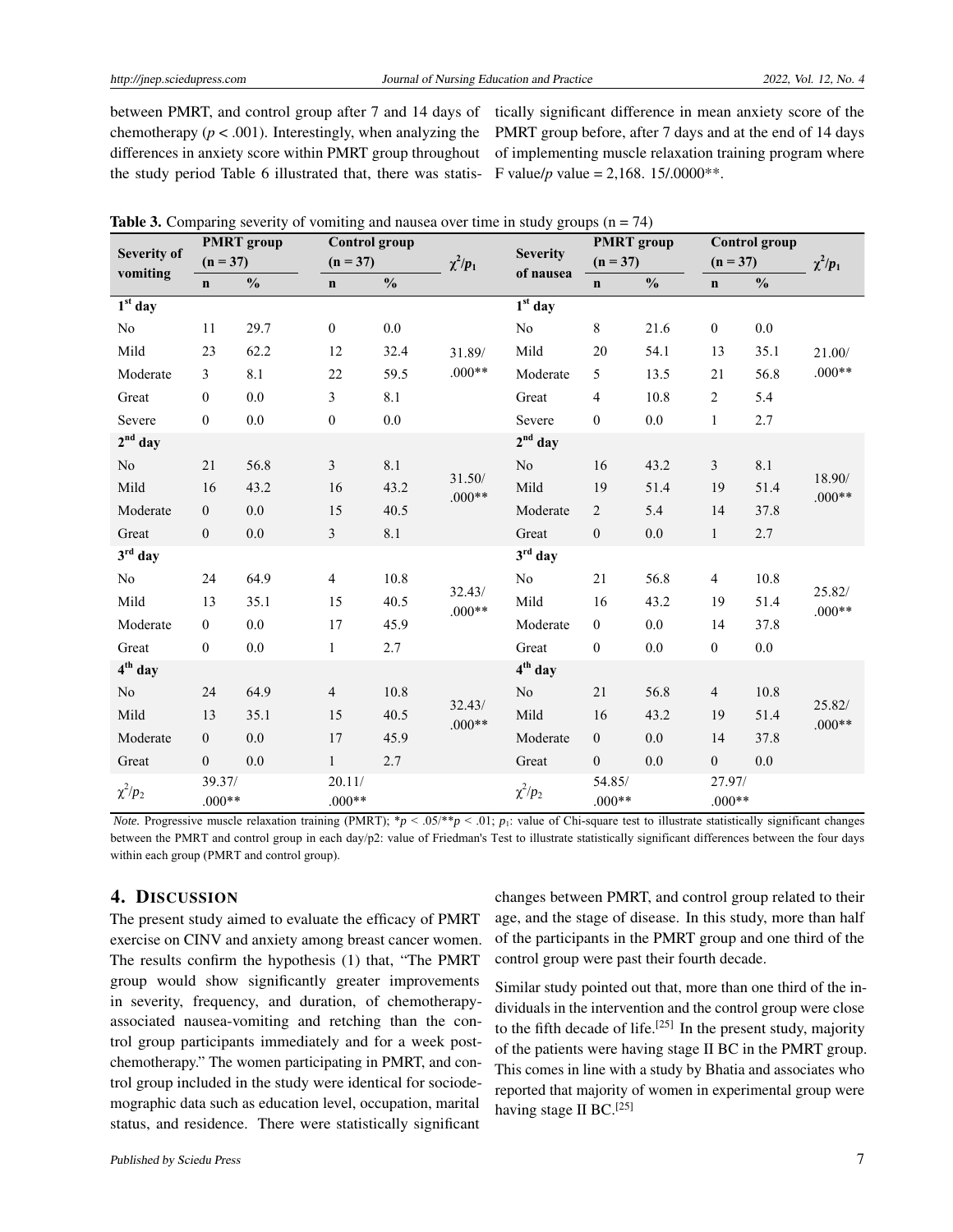between PMRT, and control group after 7 and 14 days of chemotherapy ($p < .001$). Interestingly, when analyzing the differences in anxiety score within PMRT group throughout the study period Table 6 illustrated that, there was statistically significant difference in mean anxiety score of the PMRT group before, after 7 days and at the end of 14 days of implementing muscle relaxation training program where F value/$p$ value = 2,168. 15/.0000**.

**Table 3.** Comparing severity of vomiting and nausea over time in study groups (n = 74)

| Severity of vomiting | PMRT group (n = 37) | | Control group (n = 37) | | $\chi^2/p_1$ | Severity of nausea | PMRT group (n = 37) | | Control group (n = 37) | | $\chi^2/p_1$ |
|---|---|---|---|---|---|---|---|---|---|---|---|
| | n | % | n | % | | | n | % | n | % | |
| **1st day** | | | | | | **1st day** | | | | | |
| No | 11 | 29.7 | 0 | 0.0 | 31.89/ .000** | No | 8 | 21.6 | 0 | 0.0 | 21.00/ .000** |
| Mild | 23 | 62.2 | 12 | 32.4 | | Mild | 20 | 54.1 | 13 | 35.1 | |
| Moderate | 3 | 8.1 | 22 | 59.5 | | Moderate | 5 | 13.5 | 21 | 56.8 | |
| Great | 0 | 0.0 | 3 | 8.1 | | Great | 4 | 10.8 | 2 | 5.4 | |
| Severe | 0 | 0.0 | 0 | 0.0 | | Severe | 0 | 0.0 | 1 | 2.7 | |
| **2nd day** | | | | | | **2nd day** | | | | | |
| No | 21 | 56.8 | 3 | 8.1 | 31.50/ .000** | No | 16 | 43.2 | 3 | 8.1 | 18.90/ .000** |
| Mild | 16 | 43.2 | 16 | 43.2 | | Mild | 19 | 51.4 | 19 | 51.4 | |
| Moderate | 0 | 0.0 | 15 | 40.5 | | Moderate | 2 | 5.4 | 14 | 37.8 | |
| Great | 0 | 0.0 | 3 | 8.1 | | Great | 0 | 0.0 | 1 | 2.7 | |
| **3rd day** | | | | | | **3rd day** | | | | | |
| No | 24 | 64.9 | 4 | 10.8 | 32.43/ .000** | No | 21 | 56.8 | 4 | 10.8 | 25.82/ .000** |
| Mild | 13 | 35.1 | 15 | 40.5 | | Mild | 16 | 43.2 | 19 | 51.4 | |
| Moderate | 0 | 0.0 | 17 | 45.9 | | Moderate | 0 | 0.0 | 14 | 37.8 | |
| Great | 0 | 0.0 | 1 | 2.7 | | Great | 0 | 0.0 | 0 | 0.0 | |
| **4th day** | | | | | | **4th day** | | | | | |
| No | 24 | 64.9 | 4 | 10.8 | 32.43/ .000** | No | 21 | 56.8 | 4 | 10.8 | 25.82/ .000** |
| Mild | 13 | 35.1 | 15 | 40.5 | | Mild | 16 | 43.2 | 19 | 51.4 | |
| Moderate | 0 | 0.0 | 17 | 45.9 | | Moderate | 0 | 0.0 | 14 | 37.8 | |
| Great | 0 | 0.0 | 1 | 2.7 | | Great | 0 | 0.0 | 0 | 0.0 | |
| $\chi^2/p_2$ | 39.37/ .000** | | 20.11/ .000** | | | $\chi^2/p_2$ | 54.85/ .000** | | 27.97/ .000** | | |

*Note.* Progressive muscle relaxation training (PMRT); *$p < .05$/**$p < .01$; $p_1$: value of Chi-square test to illustrate statistically significant changes between the PMRT and control group in each day/p2: value of Friedman's Test to illustrate statistically significant differences between the four days within each group (PMRT and control group).

## 4. DISCUSSION

The present study aimed to evaluate the efficacy of PMRT exercise on CINV and anxiety among breast cancer women. The results confirm the hypothesis (1) that, "The PMRT group would show significantly greater improvements in severity, frequency, and duration, of chemotherapy-associated nausea-vomiting and retching than the control group participants immediately and for a week post-chemotherapy." The women participating in PMRT, and control group included in the study were identical for sociodemographic data such as education level, occupation, marital status, and residence. There were statistically significant changes between PMRT, and control group related to their age, and the stage of disease. In this study, more than half of the participants in the PMRT group and one third of the control group were past their fourth decade.

Similar study pointed out that, more than one third of the individuals in the intervention and the control group were close to the fifth decade of life.[25] In the present study, majority of the patients were having stage II BC in the PMRT group. This comes in line with a study by Bhatia and associates who reported that majority of women in experimental group were having stage II BC.[25]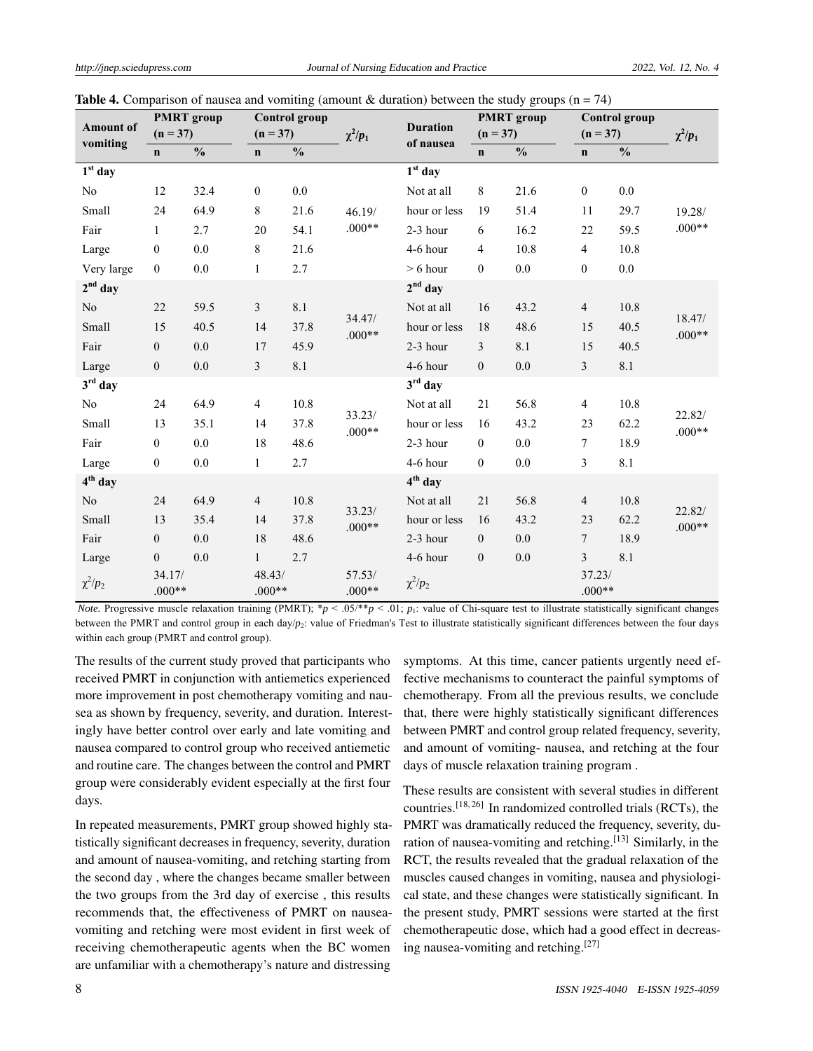**Table 4.** Comparison of nausea and vomiting (amount & duration) between the study groups (n = 74)

| Amount of vomiting | PMRT group (n = 37) | | Control group (n = 37) | | $\chi^2/p_1$ | Duration of nausea | PMRT group (n = 37) | | Control group (n = 37) | | $\chi^2/p_1$ |
|---|---|---|---|---|---|---|---|---|---|---|---|
| | n | % | n | % | | | n | % | n | % | |
| **1st day** | | | | | | **1st day** | | | | | |
| No | 12 | 32.4 | 0 | 0.0 | | Not at all | 8 | 21.6 | 0 | 0.0 | |
| Small | 24 | 64.9 | 8 | 21.6 | 46.19/ .000** | hour or less | 19 | 51.4 | 11 | 29.7 | 19.28/ .000** |
| Fair | 1 | 2.7 | 20 | 54.1 | | 2-3 hour | 6 | 16.2 | 22 | 59.5 | |
| Large | 0 | 0.0 | 8 | 21.6 | | 4-6 hour | 4 | 10.8 | 4 | 10.8 | |
| Very large | 0 | 0.0 | 1 | 2.7 | | > 6 hour | 0 | 0.0 | 0 | 0.0 | |
| **2nd day** | | | | | | **2nd day** | | | | | |
| No | 22 | 59.5 | 3 | 8.1 | | Not at all | 16 | 43.2 | 4 | 10.8 | |
| Small | 15 | 40.5 | 14 | 37.8 | 34.47/ .000** | hour or less | 18 | 48.6 | 15 | 40.5 | 18.47/ .000** |
| Fair | 0 | 0.0 | 17 | 45.9 | | 2-3 hour | 3 | 8.1 | 15 | 40.5 | |
| Large | 0 | 0.0 | 3 | 8.1 | | 4-6 hour | 0 | 0.0 | 3 | 8.1 | |
| **3rd day** | | | | | | **3rd day** | | | | | |
| No | 24 | 64.9 | 4 | 10.8 | | Not at all | 21 | 56.8 | 4 | 10.8 | |
| Small | 13 | 35.1 | 14 | 37.8 | 33.23/ .000** | hour or less | 16 | 43.2 | 23 | 62.2 | 22.82/ .000** |
| Fair | 0 | 0.0 | 18 | 48.6 | | 2-3 hour | 0 | 0.0 | 7 | 18.9 | |
| Large | 0 | 0.0 | 1 | 2.7 | | 4-6 hour | 0 | 0.0 | 3 | 8.1 | |
| **4th day** | | | | | | **4th day** | | | | | |
| No | 24 | 64.9 | 4 | 10.8 | | Not at all | 21 | 56.8 | 4 | 10.8 | |
| Small | 13 | 35.4 | 14 | 37.8 | 33.23/ .000** | hour or less | 16 | 43.2 | 23 | 62.2 | 22.82/ .000** |
| Fair | 0 | 0.0 | 18 | 48.6 | | 2-3 hour | 0 | 0.0 | 7 | 18.9 | |
| Large | 0 | 0.0 | 1 | 2.7 | | 4-6 hour | 0 | 0.0 | 3 | 8.1 | |
| $\chi^2/p_2$ | 34.17/ .000** | | 48.43/ .000** | | 57.53/ .000** | $\chi^2/p_2$ | | | 37.23/ .000** | | |

*Note.* Progressive muscle relaxation training (PMRT); $*p < .05$/$**p < .01$; $p_1$: value of Chi-square test to illustrate statistically significant changes between the PMRT and control group in each day/$p_2$: value of Friedman's Test to illustrate statistically significant differences between the four days within each group (PMRT and control group).

The results of the current study proved that participants who received PMRT in conjunction with antiemetics experienced more improvement in post chemotherapy vomiting and nausea as shown by frequency, severity, and duration. Interestingly have better control over early and late vomiting and nausea compared to control group who received antiemetic and routine care. The changes between the control and PMRT group were considerably evident especially at the first four days.

In repeated measurements, PMRT group showed highly statistically significant decreases in frequency, severity, duration and amount of nausea-vomiting, and retching starting from the second day , where the changes became smaller between the two groups from the 3rd day of exercise , this results recommends that, the effectiveness of PMRT on nausea-vomiting and retching were most evident in first week of receiving chemotherapeutic agents when the BC women are unfamiliar with a chemotherapy's nature and distressing symptoms. At this time, cancer patients urgently need effective mechanisms to counteract the painful symptoms of chemotherapy. From all the previous results, we conclude that, there were highly statistically significant differences between PMRT and control group related frequency, severity, and amount of vomiting- nausea, and retching at the four days of muscle relaxation training program .

These results are consistent with several studies in different countries.[18,26] In randomized controlled trials (RCTs), the PMRT was dramatically reduced the frequency, severity, duration of nausea-vomiting and retching.[13] Similarly, in the RCT, the results revealed that the gradual relaxation of the muscles caused changes in vomiting, nausea and physiological state, and these changes were statistically significant. In the present study, PMRT sessions were started at the first chemotherapeutic dose, which had a good effect in decreasing nausea-vomiting and retching.[27]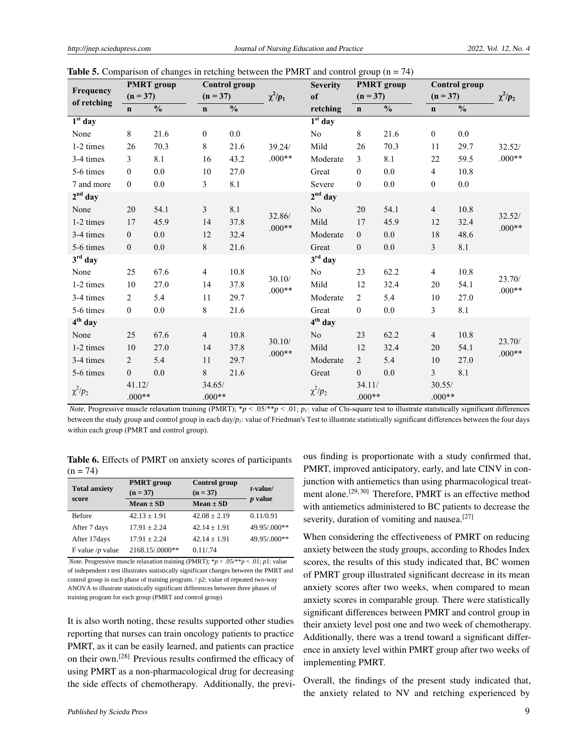**Table 5.** Comparison of changes in retching between the PMRT and control group (n = 74)

| Frequency of retching | PMRT group (n = 37) | | Control group (n = 37) | | $\chi^2/p_1$ | Severity of retching | PMRT group (n = 37) | | Control group (n = 37) | | $\chi^2/p_2$ |
|---|---|---|---|---|---|---|---|---|---|---|---|
| | n | % | n | % | | | n | % | n | % | |
| **1st day** | | | | | | **1st day** | | | | | |
| None | 8 | 21.6 | 0 | 0.0 | 39.24/ .000** | No | 8 | 21.6 | 0 | 0.0 | 32.52/ .000** |
| 1-2 times | 26 | 70.3 | 8 | 21.6 | | Mild | 26 | 70.3 | 11 | 29.7 | |
| 3-4 times | 3 | 8.1 | 16 | 43.2 | | Moderate | 3 | 8.1 | 22 | 59.5 | |
| 5-6 times | 0 | 0.0 | 10 | 27.0 | | Great | 0 | 0.0 | 4 | 10.8 | |
| 7 and more | 0 | 0.0 | 3 | 8.1 | | Severe | 0 | 0.0 | 0 | 0.0 | |
| **2nd day** | | | | | | **2nd day** | | | | | |
| None | 20 | 54.1 | 3 | 8.1 | 32.86/ .000** | No | 20 | 54.1 | 4 | 10.8 | 32.52/ .000** |
| 1-2 times | 17 | 45.9 | 14 | 37.8 | | Mild | 17 | 45.9 | 12 | 32.4 | |
| 3-4 times | 0 | 0.0 | 12 | 32.4 | | Moderate | 0 | 0.0 | 18 | 48.6 | |
| 5-6 times | 0 | 0.0 | 8 | 21.6 | | Great | 0 | 0.0 | 3 | 8.1 | |
| **3rd day** | | | | | | **3rd day** | | | | | |
| None | 25 | 67.6 | 4 | 10.8 | 30.10/ .000** | No | 23 | 62.2 | 4 | 10.8 | 23.70/ .000** |
| 1-2 times | 10 | 27.0 | 14 | 37.8 | | Mild | 12 | 32.4 | 20 | 54.1 | |
| 3-4 times | 2 | 5.4 | 11 | 29.7 | | Moderate | 2 | 5.4 | 10 | 27.0 | |
| 5-6 times | 0 | 0.0 | 8 | 21.6 | | Great | 0 | 0.0 | 3 | 8.1 | |
| **4th day** | | | | | | **4th day** | | | | | |
| None | 25 | 67.6 | 4 | 10.8 | 30.10/ .000** | No | 23 | 62.2 | 4 | 10.8 | 23.70/ .000** |
| 1-2 times | 10 | 27.0 | 14 | 37.8 | | Mild | 12 | 32.4 | 20 | 54.1 | |
| 3-4 times | 2 | 5.4 | 11 | 29.7 | | Moderate | 2 | 5.4 | 10 | 27.0 | |
| 5-6 times | 0 | 0.0 | 8 | 21.6 | | Great | 0 | 0.0 | 3 | 8.1 | |
| $\chi^2/p_2$ | 41.12/ .000** | | 34.65/ .000** | | | $\chi^2/p_2$ | 34.11/ .000** | | 30.55/ .000** | | |

*Note.* Progressive muscle relaxation training (PMRT); \*$p < .05$/\*\*$p < .01$; $p_1$: value of Chi-square test to illustrate statistically significant differences between the study group and control group in each day/$p_2$: value of Friedman's Test to illustrate statistically significant differences between the four days within each group (PMRT and control group).

**Table 6.** Effects of PMRT on anxiety scores of participants (n = 74)

| Total anxiety score | PMRT group (n = 37) | Control group (n = 37) | *t*-value/ *p* value |
|---|---|---|---|
| | Mean ± SD | Mean ± SD | |
| Before | 42.13 ± 1.91 | 42.08 ± 2.19 | 0.11/0.91 |
| After 7 days | 17.91 ± 2.24 | 42.14 ± 1.91 | 49.95/.000** |
| After 17days | 17.91 ± 2.24 | 42.14 ± 1.91 | 49.95/.000** |
| F value /*p* value | 2168.15/.0000** | 0.11/.74 | |

*Note.* Progressive muscle relaxation training (PMRT); \*$p < .05$/\*\*$p < .01$; $p1$: value of independent t test illustrates statistically significant changes between the PMRT and control group in each phase of training program. / p2: value of repeated two-way ANOVA to illustrate statistically significant differences between three phases of training program for each group (PMRT and control group)

It is also worth noting, these results supported other studies reporting that nurses can train oncology patients to practice PMRT, as it can be easily learned, and patients can practice on their own.[28] Previous results confirmed the efficacy of using PMRT as a non-pharmacological drug for decreasing the side effects of chemotherapy. Additionally, the previous finding is proportionate with a study confirmed that, PMRT, improved anticipatory, early, and late CINV in conjunction with antiemetics than using pharmacological treatment alone.[29,30] Therefore, PMRT is an effective method with antiemetics administered to BC patients to decrease the severity, duration of vomiting and nausea.[27]

When considering the effectiveness of PMRT on reducing anxiety between the study groups, according to Rhodes Index scores, the results of this study indicated that, BC women of PMRT group illustrated significant decrease in its mean anxiety scores after two weeks, when compared to mean anxiety scores in comparable group. There were statistically significant differences between PMRT and control group in their anxiety level post one and two week of chemotherapy. Additionally, there was a trend toward a significant difference in anxiety level within PMRT group after two weeks of implementing PMRT.

Overall, the findings of the present study indicated that, the anxiety related to NV and retching experienced by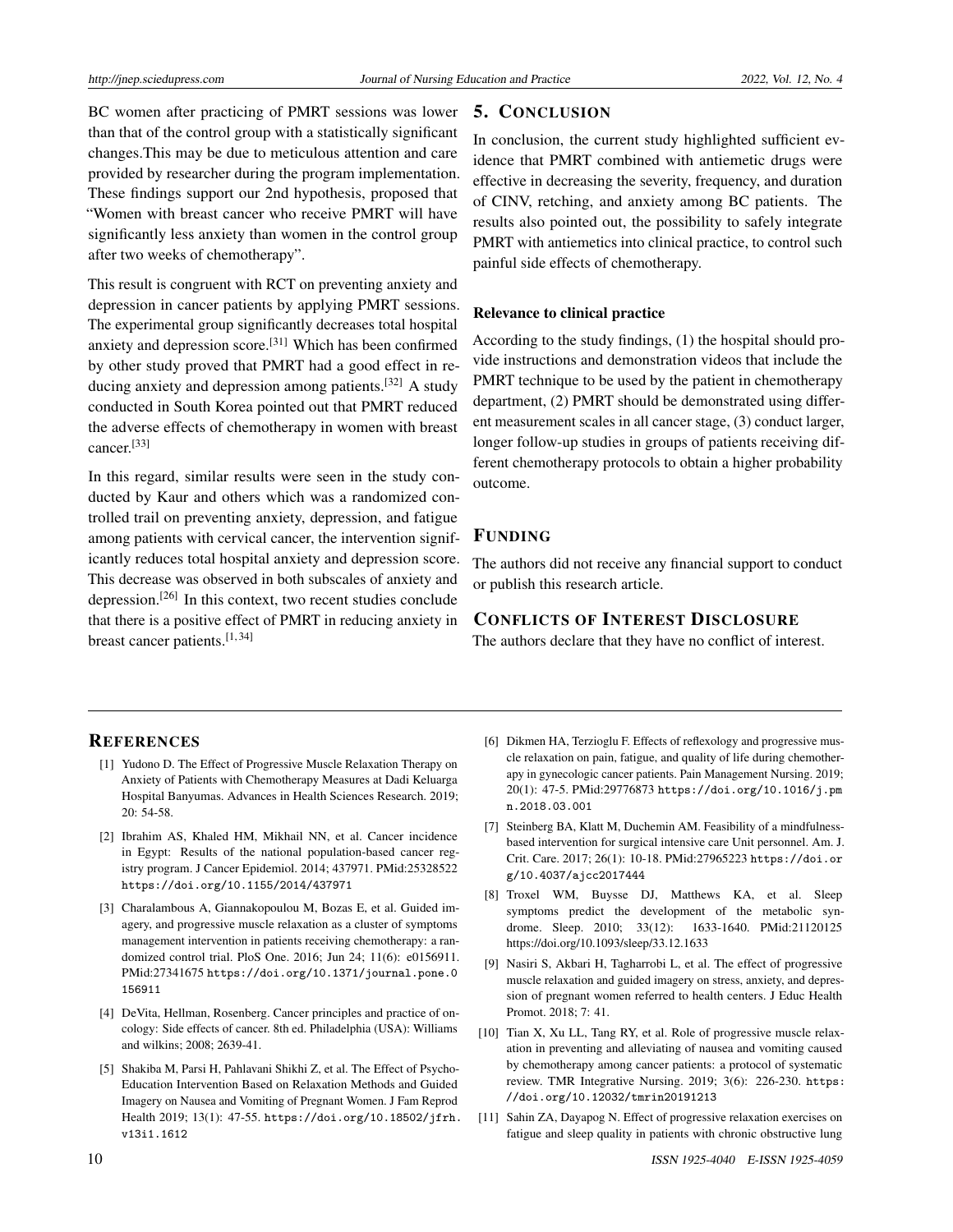BC women after practicing of PMRT sessions was lower than that of the control group with a statistically significant changes.This may be due to meticulous attention and care provided by researcher during the program implementation. These findings support our 2nd hypothesis, proposed that "Women with breast cancer who receive PMRT will have significantly less anxiety than women in the control group after two weeks of chemotherapy".

This result is congruent with RCT on preventing anxiety and depression in cancer patients by applying PMRT sessions. The experimental group significantly decreases total hospital anxiety and depression score.[31] Which has been confirmed by other study proved that PMRT had a good effect in reducing anxiety and depression among patients.[32] A study conducted in South Korea pointed out that PMRT reduced the adverse effects of chemotherapy in women with breast cancer.[33]

In this regard, similar results were seen in the study conducted by Kaur and others which was a randomized controlled trail on preventing anxiety, depression, and fatigue among patients with cervical cancer, the intervention significantly reduces total hospital anxiety and depression score. This decrease was observed in both subscales of anxiety and depression.[26] In this context, two recent studies conclude that there is a positive effect of PMRT in reducing anxiety in breast cancer patients.[1, 34]

## 5. Conclusion

In conclusion, the current study highlighted sufficient evidence that PMRT combined with antiemetic drugs were effective in decreasing the severity, frequency, and duration of CINV, retching, and anxiety among BC patients. The results also pointed out, the possibility to safely integrate PMRT with antiemetics into clinical practice, to control such painful side effects of chemotherapy.

### Relevance to clinical practice

According to the study findings, (1) the hospital should provide instructions and demonstration videos that include the PMRT technique to be used by the patient in chemotherapy department, (2) PMRT should be demonstrated using different measurement scales in all cancer stage, (3) conduct larger, longer follow-up studies in groups of patients receiving different chemotherapy protocols to obtain a higher probability outcome.

## Funding

The authors did not receive any financial support to conduct or publish this research article.

## Conflicts of Interest Disclosure

The authors declare that they have no conflict of interest.

## References

[1] Yudono D. The Effect of Progressive Muscle Relaxation Therapy on Anxiety of Patients with Chemotherapy Measures at Dadi Keluarga Hospital Banyumas. Advances in Health Sciences Research. 2019; 20: 54-58.

[2] Ibrahim AS, Khaled HM, Mikhail NN, et al. Cancer incidence in Egypt: Results of the national population-based cancer registry program. J Cancer Epidemiol. 2014; 437971. PMid:25328522 https://doi.org/10.1155/2014/437971

[3] Charalambous A, Giannakopoulou M, Bozas E, et al. Guided imagery, and progressive muscle relaxation as a cluster of symptoms management intervention in patients receiving chemotherapy: a randomized control trial. PloS One. 2016; Jun 24; 11(6): e0156911. PMid:27341675 https://doi.org/10.1371/journal.pone.0156911

[4] DeVita, Hellman, Rosenberg. Cancer principles and practice of oncology: Side effects of cancer. 8th ed. Philadelphia (USA): Williams and wilkins; 2008; 2639-41.

[5] Shakiba M, Parsi H, Pahlavani Shikhi Z, et al. The Effect of Psycho-Education Intervention Based on Relaxation Methods and Guided Imagery on Nausea and Vomiting of Pregnant Women. J Fam Reprod Health 2019; 13(1): 47-55. https://doi.org/10.18502/jfrh.v13i1.1612

[6] Dikmen HA, Terzioglu F. Effects of reflexology and progressive muscle relaxation on pain, fatigue, and quality of life during chemotherapy in gynecologic cancer patients. Pain Management Nursing. 2019; 20(1): 47-5. PMid:29776873 https://doi.org/10.1016/j.pmn.2018.03.001

[7] Steinberg BA, Klatt M, Duchemin AM. Feasibility of a mindfulness-based intervention for surgical intensive care Unit personnel. Am. J. Crit. Care. 2017; 26(1): 10-18. PMid:27965223 https://doi.org/10.4037/ajcc2017444

[8] Troxel WM, Buysse DJ, Matthews KA, et al. Sleep symptoms predict the development of the metabolic syndrome. Sleep. 2010; 33(12): 1633-1640. PMid:21120125 https://doi.org/10.1093/sleep/33.12.1633

[9] Nasiri S, Akbari H, Tagharrobi L, et al. The effect of progressive muscle relaxation and guided imagery on stress, anxiety, and depression of pregnant women referred to health centers. J Educ Health Promot. 2018; 7: 41.

[10] Tian X, Xu LL, Tang RY, et al. Role of progressive muscle relaxation in preventing and alleviating of nausea and vomiting caused by chemotherapy among cancer patients: a protocol of systematic review. TMR Integrative Nursing. 2019; 3(6): 226-230. https://doi.org/10.12032/tmrin20191213

[11] Sahin ZA, Dayapog N. Effect of progressive relaxation exercises on fatigue and sleep quality in patients with chronic obstructive lung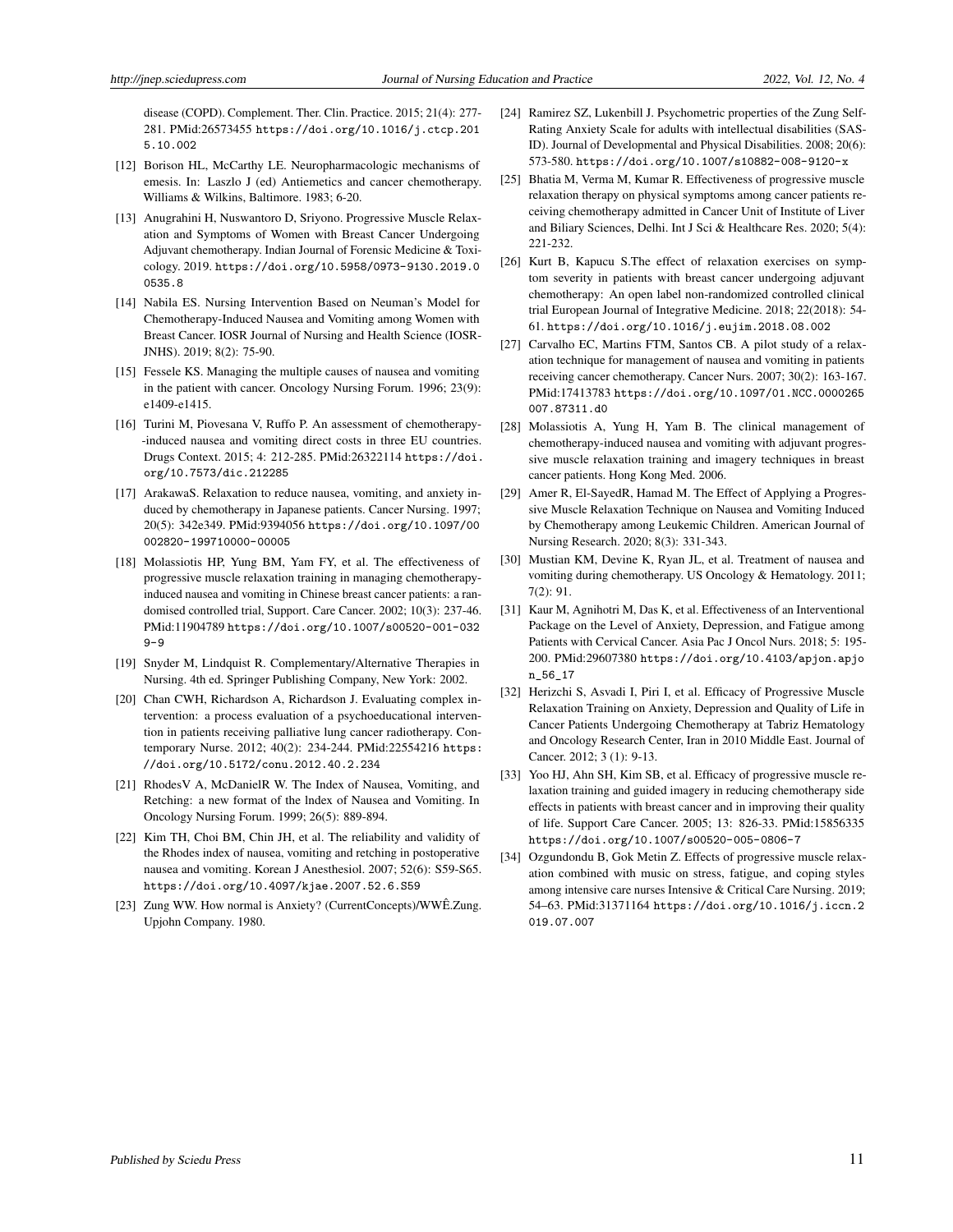disease (COPD). Complement. Ther. Clin. Practice. 2015; 21(4): 277-281. PMid:26573455 https://doi.org/10.1016/j.ctcp.2015.10.002

[12] Borison HL, McCarthy LE. Neuropharmacologic mechanisms of emesis. In: Laszlo J (ed) Antiemetics and cancer chemotherapy. Williams & Wilkins, Baltimore. 1983; 6-20.

[13] Anugrahini H, Nuswantoro D, Sriyono. Progressive Muscle Relaxation and Symptoms of Women with Breast Cancer Undergoing Adjuvant chemotherapy. Indian Journal of Forensic Medicine & Toxicology. 2019. https://doi.org/10.5958/0973-9130.2019.00535.8

[14] Nabila ES. Nursing Intervention Based on Neuman's Model for Chemotherapy-Induced Nausea and Vomiting among Women with Breast Cancer. IOSR Journal of Nursing and Health Science (IOSR-JNHS). 2019; 8(2): 75-90.

[15] Fessele KS. Managing the multiple causes of nausea and vomiting in the patient with cancer. Oncology Nursing Forum. 1996; 23(9): e1409-e1415.

[16] Turini M, Piovesana V, Ruffo P. An assessment of chemotherapy--induced nausea and vomiting direct costs in three EU countries. Drugs Context. 2015; 4: 212-285. PMid:26322114 https://doi.org/10.7573/dic.212285

[17] ArakawaS. Relaxation to reduce nausea, vomiting, and anxiety induced by chemotherapy in Japanese patients. Cancer Nursing. 1997; 20(5): 342e349. PMid:9394056 https://doi.org/10.1097/00002820-199710000-00005

[18] Molassiotis HP, Yung BM, Yam FY, et al. The effectiveness of progressive muscle relaxation training in managing chemotherapy-induced nausea and vomiting in Chinese breast cancer patients: a randomised controlled trial, Support. Care Cancer. 2002; 10(3): 237-46. PMid:11904789 https://doi.org/10.1007/s00520-001-0329-9

[19] Snyder M, Lindquist R. Complementary/Alternative Therapies in Nursing. 4th ed. Springer Publishing Company, New York: 2002.

[20] Chan CWH, Richardson A, Richardson J. Evaluating complex intervention: a process evaluation of a psychoeducational intervention in patients receiving palliative lung cancer radiotherapy. Contemporary Nurse. 2012; 40(2): 234-244. PMid:22554216 https://doi.org/10.5172/conu.2012.40.2.234

[21] RhodesV A, McDanielR W. The Index of Nausea, Vomiting, and Retching: a new format of the lndex of Nausea and Vomiting. In Oncology Nursing Forum. 1999; 26(5): 889-894.

[22] Kim TH, Choi BM, Chin JH, et al. The reliability and validity of the Rhodes index of nausea, vomiting and retching in postoperative nausea and vomiting. Korean J Anesthesiol. 2007; 52(6): S59-S65. https://doi.org/10.4097/kjae.2007.52.6.S59

[23] Zung WW. How normal is Anxiety? (CurrentConcepts)/WWÊ.Zung. Upjohn Company. 1980.

[24] Ramirez SZ, Lukenbill J. Psychometric properties of the Zung Self-Rating Anxiety Scale for adults with intellectual disabilities (SAS-ID). Journal of Developmental and Physical Disabilities. 2008; 20(6): 573-580. https://doi.org/10.1007/s10882-008-9120-x

[25] Bhatia M, Verma M, Kumar R. Effectiveness of progressive muscle relaxation therapy on physical symptoms among cancer patients receiving chemotherapy admitted in Cancer Unit of Institute of Liver and Biliary Sciences, Delhi. Int J Sci & Healthcare Res. 2020; 5(4): 221-232.

[26] Kurt B, Kapucu S.The effect of relaxation exercises on symptom severity in patients with breast cancer undergoing adjuvant chemotherapy: An open label non-randomized controlled clinical trial European Journal of Integrative Medicine. 2018; 22(2018): 54-61. https://doi.org/10.1016/j.eujim.2018.08.002

[27] Carvalho EC, Martins FTM, Santos CB. A pilot study of a relaxation technique for management of nausea and vomiting in patients receiving cancer chemotherapy. Cancer Nurs. 2007; 30(2): 163-167. PMid:17413783 https://doi.org/10.1097/01.NCC.0000265007.87311.d0

[28] Molassiotis A, Yung H, Yam B. The clinical management of chemotherapy-induced nausea and vomiting with adjuvant progressive muscle relaxation training and imagery techniques in breast cancer patients. Hong Kong Med. 2006.

[29] Amer R, El-SayedR, Hamad M. The Effect of Applying a Progressive Muscle Relaxation Technique on Nausea and Vomiting Induced by Chemotherapy among Leukemic Children. American Journal of Nursing Research. 2020; 8(3): 331-343.

[30] Mustian KM, Devine K, Ryan JL, et al. Treatment of nausea and vomiting during chemotherapy. US Oncology & Hematology. 2011; 7(2): 91.

[31] Kaur M, Agnihotri M, Das K, et al. Effectiveness of an Interventional Package on the Level of Anxiety, Depression, and Fatigue among Patients with Cervical Cancer. Asia Pac J Oncol Nurs. 2018; 5: 195-200. PMid:29607380 https://doi.org/10.4103/apjon.apjon_56_17

[32] Herizchi S, Asvadi I, Piri I, et al. Efficacy of Progressive Muscle Relaxation Training on Anxiety, Depression and Quality of Life in Cancer Patients Undergoing Chemotherapy at Tabriz Hematology and Oncology Research Center, Iran in 2010 Middle East. Journal of Cancer. 2012; 3 (1): 9-13.

[33] Yoo HJ, Ahn SH, Kim SB, et al. Efficacy of progressive muscle relaxation training and guided imagery in reducing chemotherapy side effects in patients with breast cancer and in improving their quality of life. Support Care Cancer. 2005; 13: 826-33. PMid:15856335 https://doi.org/10.1007/s00520-005-0806-7

[34] Ozgundondu B, Gok Metin Z. Effects of progressive muscle relaxation combined with music on stress, fatigue, and coping styles among intensive care nurses Intensive & Critical Care Nursing. 2019; 54–63. PMid:31371164 https://doi.org/10.1016/j.iccn.2019.07.007